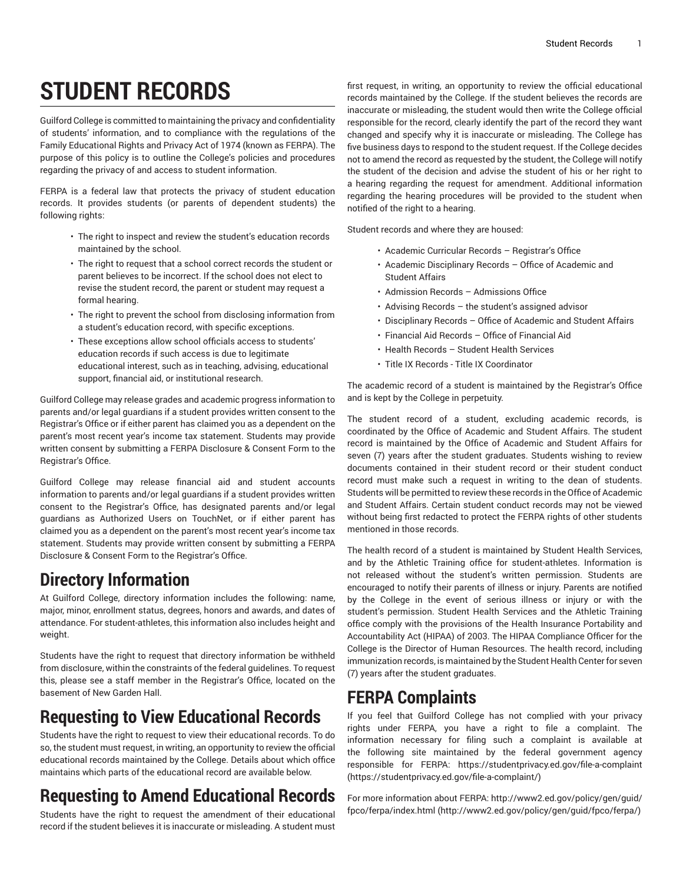# STUDENT RECORDS

Guilford College is committed to maintaining the privacy and confidentiality of students' information, and to compliance with the regulations of the Family Educational Rights and Privacy Act of 1974 (known as FERPA). The purpose of this policy is to outline the College's policies and procedures regarding the privacy of and access to student information.

FERPA is a federal law that protects the privacy of student education records. It provides students (or parents of dependent students) the following rights:

- The right to inspect and review the student's education records maintained by the school.
- The right to request that a school correct records the student or parent believes to be incorrect. If the school does not elect to revise the student record, the parent or student may request a formal hearing.
- The right to prevent the school from disclosing information from a student's education record, with specific exceptions.
- These exceptions allow school officials access to students' education records if such access is due to legitimate educational interest, such as in teaching, advising, educational support, financial aid, or institutional research.

Guilford College may release grades and academic progress information to parents and/or legal guardians if a student provides written consent to the Registrar's Office or if either parent has claimed you as a dependent on the parent's most recent year's income tax statement. Students may provide written consent by submitting a FERPA Disclosure & Consent Form to the Registrar's Office.

Guilford College may release financial aid and student accounts information to parents and/or legal guardians if a student provides written consent to the Registrar's Office, has designated parents and/or legal guardians as Authorized Users on TouchNet, or if either parent has claimed you as a dependent on the parent's most recent year's income tax statement. Students may provide written consent by submitting a FERPA Disclosure & Consent Form to the Registrar's Office.

## Directory Information

At Guilford College, directory information includes the following: name, major, minor, enrollment status, degrees, honors and awards, and dates of attendance. For student-athletes, this information also includes height and weight.

Students have the right to request that directory information be withheld from disclosure, within the constraints of the federal guidelines. To request this, please see a staff member in the Registrar's Office, located on the basement of New Garden Hall.

## Requesting to View Educational Records

Students have the right to request to view their educational records. To do so, the student must request, in writing, an opportunity to review the official educational records maintained by the College. Details about which office maintains which parts of the educational record are available below.

## Requesting to Amend Educational Records

Students have the right to request the amendment of their educational record if the student believes it is inaccurate or misleading. A student must first request, in writing, an opportunity to review the official educational records maintained by the College. If the student believes the records are inaccurate or misleading, the student would then write the College official responsible for the record, clearly identify the part of the record they want changed and specify why it is inaccurate or misleading. The College has five business days to respond to the student request. If the College decides not to amend the record as requested by the student, the College will notify the student of the decision and advise the student of his or her right to a hearing regarding the request for amendment. Additional information regarding the hearing procedures will be provided to the student when notified of the right to a hearing.

Student records and where they are housed:

- Academic Curricular Records – Registrar's Office
- Academic Disciplinary Records – Office of Academic and Student Affairs
- Admission Records – Admissions Office
- Advising Records – the student's assigned advisor
- Disciplinary Records – Office of Academic and Student Affairs
- Financial Aid Records – Office of Financial Aid
- Health Records – Student Health Services
- Title IX Records - Title IX Coordinator

The academic record of a student is maintained by the Registrar's Office and is kept by the College in perpetuity.

The student record of a student, excluding academic records, is coordinated by the Office of Academic and Student Affairs. The student record is maintained by the Office of Academic and Student Affairs for seven (7) years after the student graduates. Students wishing to review documents contained in their student record or their student conduct record must make such a request in writing to the dean of students. Students will be permitted to review these records in the Office of Academic and Student Affairs. Certain student conduct records may not be viewed without being first redacted to protect the FERPA rights of other students mentioned in those records.

The health record of a student is maintained by Student Health Services, and by the Athletic Training office for student-athletes. Information is not released without the student's written permission. Students are encouraged to notify their parents of illness or injury. Parents are notified by the College in the event of serious illness or injury or with the student's permission. Student Health Services and the Athletic Training office comply with the provisions of the Health Insurance Portability and Accountability Act (HIPAA) of 2003. The HIPAA Compliance Officer for the College is the Director of Human Resources. The health record, including immunization records, is maintained by the Student Health Center for seven (7) years after the student graduates.

## FERPA Complaints

If you feel that Guilford College has not complied with your privacy rights under FERPA, you have a right to file a complaint. The information necessary for filing such a complaint is available at the following site maintained by the federal government agency responsible for FERPA: https://studentprivacy.ed.gov/file-a-complaint (https://studentprivacy.ed.gov/file-a-complaint/)

For more information about FERPA: http://www2.ed.gov/policy/gen/guid/fpco/ferpa/index.html (http://www2.ed.gov/policy/gen/guid/fpco/ferpa/)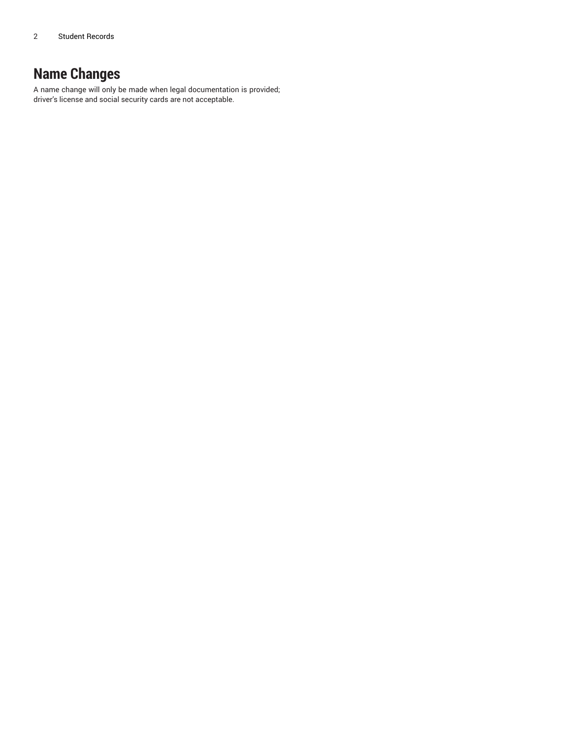## Name Changes

A name change will only be made when legal documentation is provided; driver's license and social security cards are not acceptable.